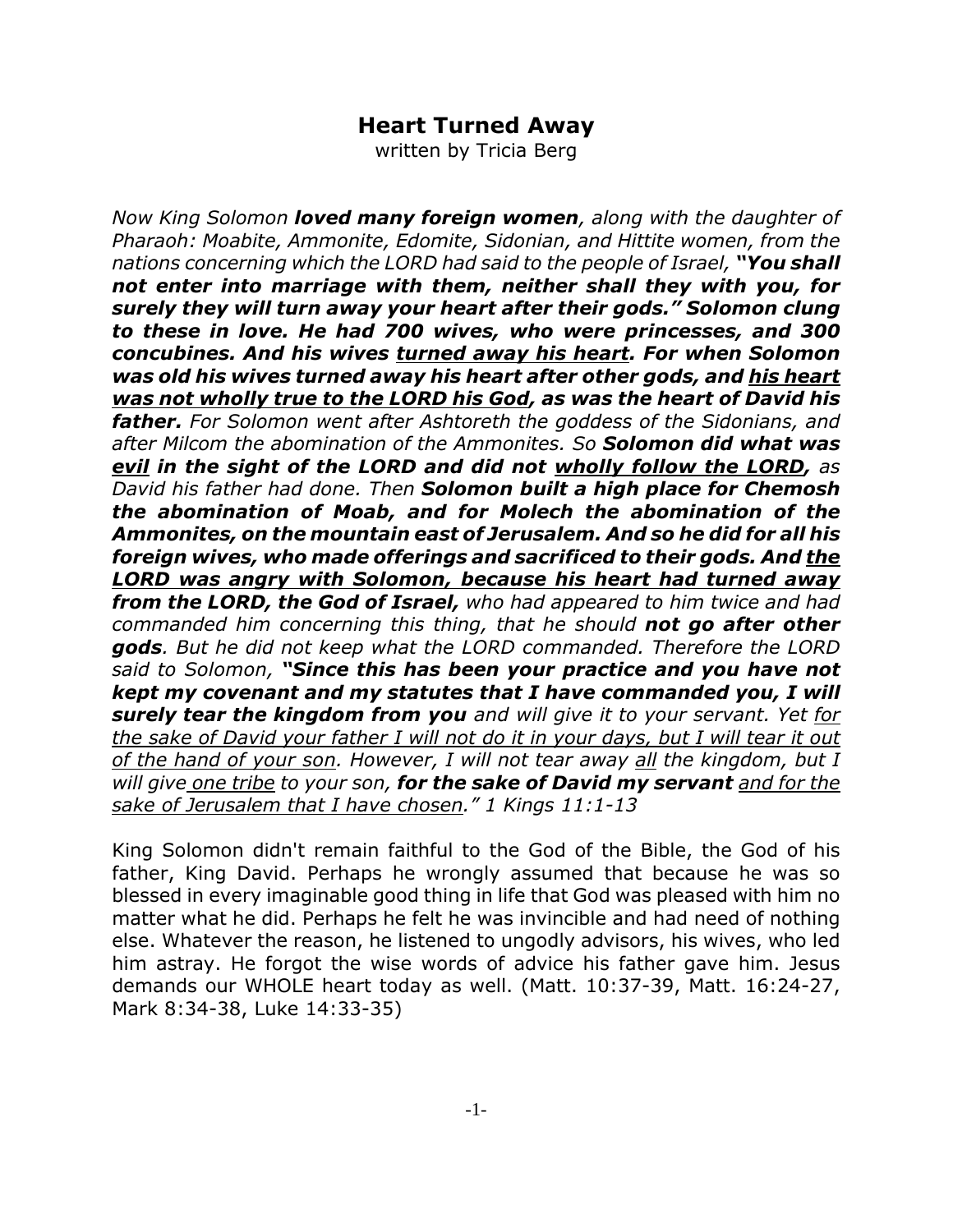# Heart Turned Away

written by Tricia Berg

*Now King Solomon* ***loved many foreign women****, along with the daughter of Pharaoh: Moabite, Ammonite, Edomite, Sidonian, and Hittite women, from the nations concerning which the LORD had said to the people of Israel,* ***"You shall not enter into marriage with them, neither shall they with you, for surely they will turn away your heart after their gods." Solomon clung to these in love. He had 700 wives, who were princesses, and 300 concubines. And his wives <u>turned away his heart</u>. For when Solomon was old his wives turned away his heart after other gods, and <u>his heart was not wholly true to the LORD his God</u>, as was the heart of David his father.*** *For Solomon went after Ashtoreth the goddess of the Sidonians, and after Milcom the abomination of the Ammonites. So* ***Solomon did what was <u>evil</u> in the sight of the LORD and did not <u>wholly follow the LORD</u>,*** *as David his father had done. Then* ***Solomon built a high place for Chemosh the abomination of Moab, and for Molech the abomination of the Ammonites, on the mountain east of Jerusalem. And so he did for all his foreign wives, who made offerings and sacrificed to their gods. And <u>the LORD was angry with Solomon, because his heart had turned away</u> from the LORD, the God of Israel,*** *who had appeared to him twice and had commanded him concerning this thing, that he should* ***not go after other gods****. But he did not keep what the LORD commanded. Therefore the LORD said to Solomon,* ***"Since this has been your practice and you have not kept my covenant and my statutes that I have commanded you, I will surely tear the kingdom from you*** *and will give it to your servant. Yet <u>for the sake of David your father I will not do it in your days, but I will tear it out of the hand of your son</u>. However, I will not tear away <u>all</u> the kingdom, but I will give <u>one tribe</u> to your son,* ***for the sake of David my servant*** *<u>and for the sake of Jerusalem that I have chosen</u>." 1 Kings 11:1-13*

King Solomon didn't remain faithful to the God of the Bible, the God of his father, King David. Perhaps he wrongly assumed that because he was so blessed in every imaginable good thing in life that God was pleased with him no matter what he did. Perhaps he felt he was invincible and had need of nothing else. Whatever the reason, he listened to ungodly advisors, his wives, who led him astray. He forgot the wise words of advice his father gave him. Jesus demands our WHOLE heart today as well. (Matt. 10:37-39, Matt. 16:24-27, Mark 8:34-38, Luke 14:33-35)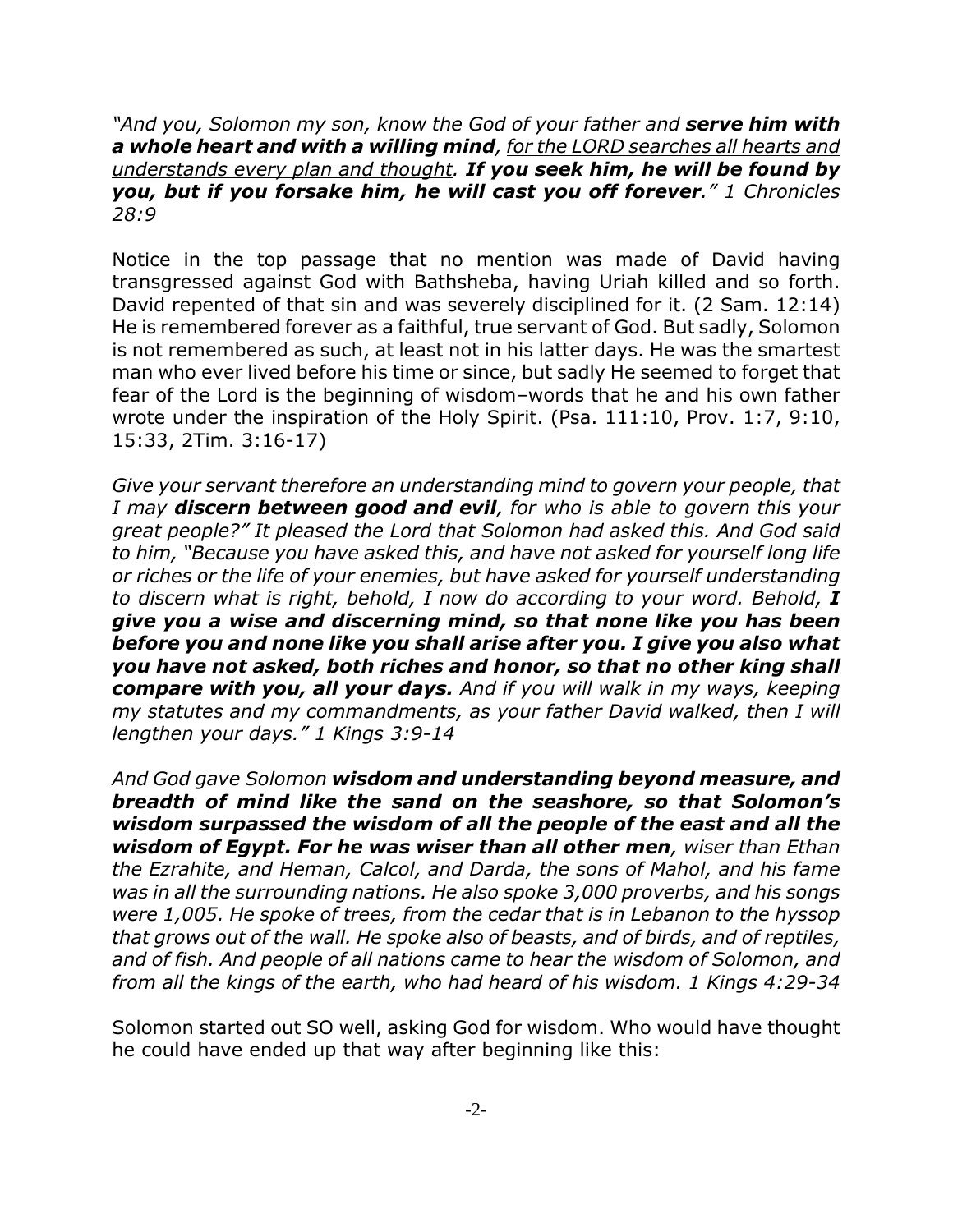*"And you, Solomon my son, know the God of your father and **serve him with a whole heart and with a willing mind**, <u>for the LORD searches all hearts and understands every plan and thought</u>. **If you seek him, he will be found by you, but if you forsake him, he will cast you off forever**." 1 Chronicles 28:9*

Notice in the top passage that no mention was made of David having transgressed against God with Bathsheba, having Uriah killed and so forth. David repented of that sin and was severely disciplined for it. (2 Sam. 12:14) He is remembered forever as a faithful, true servant of God. But sadly, Solomon is not remembered as such, at least not in his latter days. He was the smartest man who ever lived before his time or since, but sadly He seemed to forget that fear of the Lord is the beginning of wisdom–words that he and his own father wrote under the inspiration of the Holy Spirit. (Psa. 111:10, Prov. 1:7, 9:10, 15:33, 2Tim. 3:16-17)

*Give your servant therefore an understanding mind to govern your people, that I may **discern between good and evil**, for who is able to govern this your great people?" It pleased the Lord that Solomon had asked this. And God said to him, "Because you have asked this, and have not asked for yourself long life or riches or the life of your enemies, but have asked for yourself understanding to discern what is right, behold, I now do according to your word. Behold, **I give you a wise and discerning mind, so that none like you has been before you and none like you shall arise after you. I give you also what you have not asked, both riches and honor, so that no other king shall compare with you, all your days.** And if you will walk in my ways, keeping my statutes and my commandments, as your father David walked, then I will lengthen your days." 1 Kings 3:9-14*

*And God gave Solomon **wisdom and understanding beyond measure, and breadth of mind like the sand on the seashore, so that Solomon's wisdom surpassed the wisdom of all the people of the east and all the wisdom of Egypt. For he was wiser than all other men**, wiser than Ethan the Ezrahite, and Heman, Calcol, and Darda, the sons of Mahol, and his fame was in all the surrounding nations. He also spoke 3,000 proverbs, and his songs were 1,005. He spoke of trees, from the cedar that is in Lebanon to the hyssop that grows out of the wall. He spoke also of beasts, and of birds, and of reptiles, and of fish. And people of all nations came to hear the wisdom of Solomon, and from all the kings of the earth, who had heard of his wisdom. 1 Kings 4:29-34*

Solomon started out SO well, asking God for wisdom. Who would have thought he could have ended up that way after beginning like this: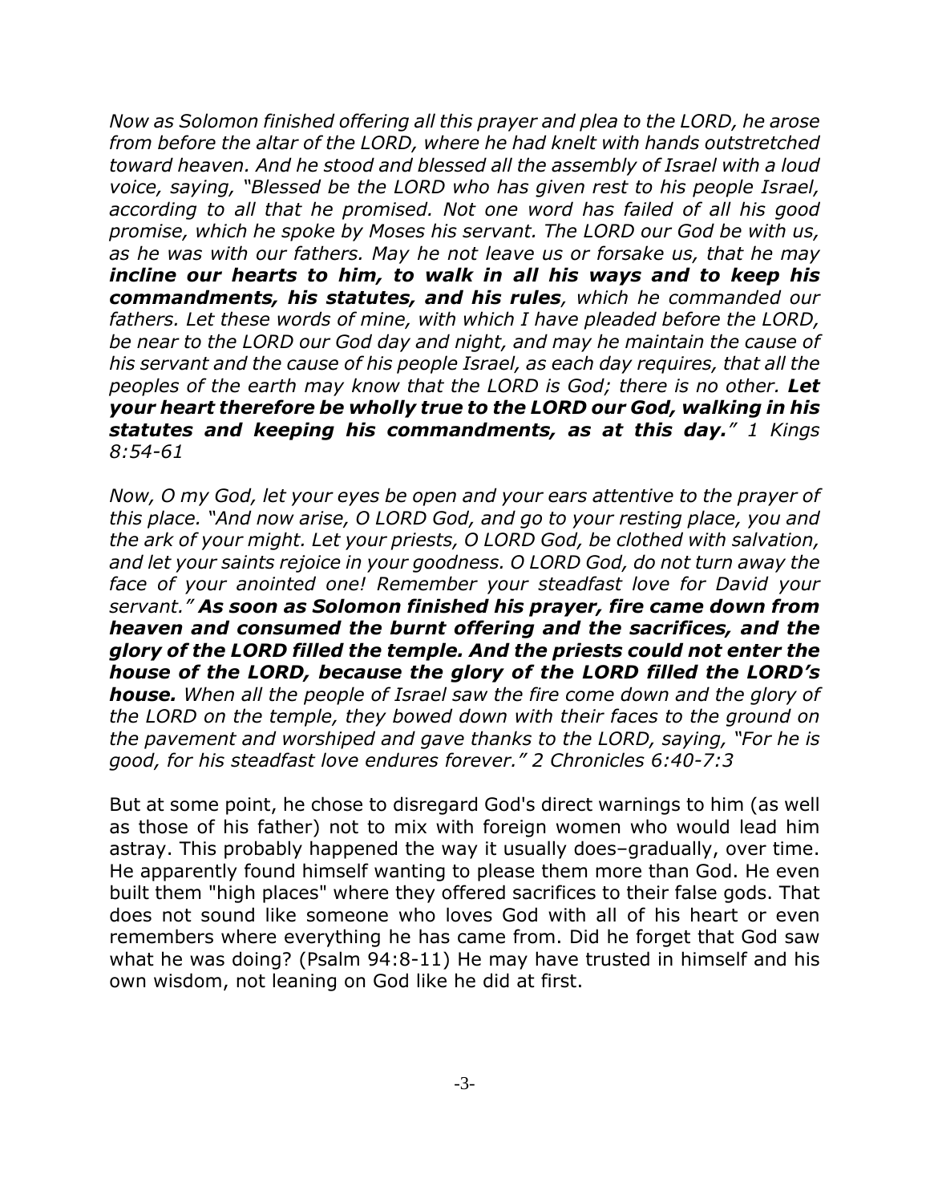*Now as Solomon finished offering all this prayer and plea to the LORD, he arose from before the altar of the LORD, where he had knelt with hands outstretched toward heaven. And he stood and blessed all the assembly of Israel with a loud voice, saying, "Blessed be the LORD who has given rest to his people Israel, according to all that he promised. Not one word has failed of all his good promise, which he spoke by Moses his servant. The LORD our God be with us, as he was with our fathers. May he not leave us or forsake us, that he may* ***incline our hearts to him, to walk in all his ways and to keep his commandments, his statutes, and his rules****, which he commanded our fathers. Let these words of mine, with which I have pleaded before the LORD, be near to the LORD our God day and night, and may he maintain the cause of his servant and the cause of his people Israel, as each day requires, that all the peoples of the earth may know that the LORD is God; there is no other.* ***Let your heart therefore be wholly true to the LORD our God, walking in his statutes and keeping his commandments, as at this day.****" 1 Kings 8:54-61*

*Now, O my God, let your eyes be open and your ears attentive to the prayer of this place. "And now arise, O LORD God, and go to your resting place, you and the ark of your might. Let your priests, O LORD God, be clothed with salvation, and let your saints rejoice in your goodness. O LORD God, do not turn away the face of your anointed one! Remember your steadfast love for David your servant."* ***As soon as Solomon finished his prayer, fire came down from heaven and consumed the burnt offering and the sacrifices, and the glory of the LORD filled the temple. And the priests could not enter the house of the LORD, because the glory of the LORD filled the LORD's house.*** *When all the people of Israel saw the fire come down and the glory of the LORD on the temple, they bowed down with their faces to the ground on the pavement and worshiped and gave thanks to the LORD, saying, "For he is good, for his steadfast love endures forever." 2 Chronicles 6:40-7:3*

But at some point, he chose to disregard God's direct warnings to him (as well as those of his father) not to mix with foreign women who would lead him astray. This probably happened the way it usually does–gradually, over time. He apparently found himself wanting to please them more than God. He even built them "high places" where they offered sacrifices to their false gods. That does not sound like someone who loves God with all of his heart or even remembers where everything he has came from. Did he forget that God saw what he was doing? (Psalm 94:8-11) He may have trusted in himself and his own wisdom, not leaning on God like he did at first.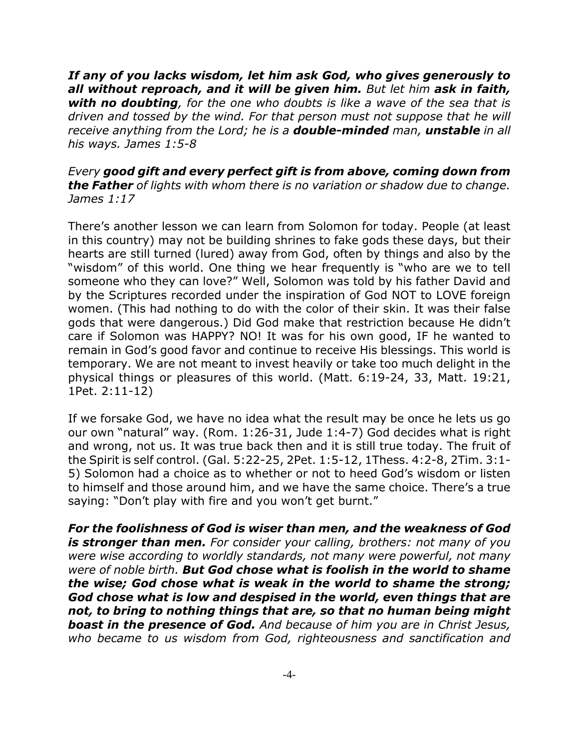***If any of you lacks wisdom, let him ask God, who gives generously to all without reproach, and it will be given him.*** *But let him* ***ask in faith, with no doubting****, for the one who doubts is like a wave of the sea that is driven and tossed by the wind. For that person must not suppose that he will receive anything from the Lord; he is a* ***double-minded*** *man,* ***unstable*** *in all his ways. James 1:5-8*

*Every* ***good gift and every perfect gift is from above, coming down from the Father*** *of lights with whom there is no variation or shadow due to change. James 1:17*

There's another lesson we can learn from Solomon for today. People (at least in this country) may not be building shrines to fake gods these days, but their hearts are still turned (lured) away from God, often by things and also by the "wisdom" of this world. One thing we hear frequently is "who are we to tell someone who they can love?" Well, Solomon was told by his father David and by the Scriptures recorded under the inspiration of God NOT to LOVE foreign women. (This had nothing to do with the color of their skin. It was their false gods that were dangerous.) Did God make that restriction because He didn't care if Solomon was HAPPY? NO! It was for his own good, IF he wanted to remain in God's good favor and continue to receive His blessings. This world is temporary. We are not meant to invest heavily or take too much delight in the physical things or pleasures of this world. (Matt. 6:19-24, 33, Matt. 19:21, 1Pet. 2:11-12)

If we forsake God, we have no idea what the result may be once he lets us go our own "natural" way. (Rom. 1:26-31, Jude 1:4-7) God decides what is right and wrong, not us. It was true back then and it is still true today. The fruit of the Spirit is self control. (Gal. 5:22-25, 2Pet. 1:5-12, 1Thess. 4:2-8, 2Tim. 3:1-5) Solomon had a choice as to whether or not to heed God's wisdom or listen to himself and those around him, and we have the same choice. There's a true saying: "Don't play with fire and you won't get burnt."

***For the foolishness of God is wiser than men, and the weakness of God is stronger than men.*** *For consider your calling, brothers: not many of you were wise according to worldly standards, not many were powerful, not many were of noble birth.* ***But God chose what is foolish in the world to shame the wise; God chose what is weak in the world to shame the strong; God chose what is low and despised in the world, even things that are not, to bring to nothing things that are, so that no human being might boast in the presence of God.*** *And because of him you are in Christ Jesus, who became to us wisdom from God, righteousness and sanctification and*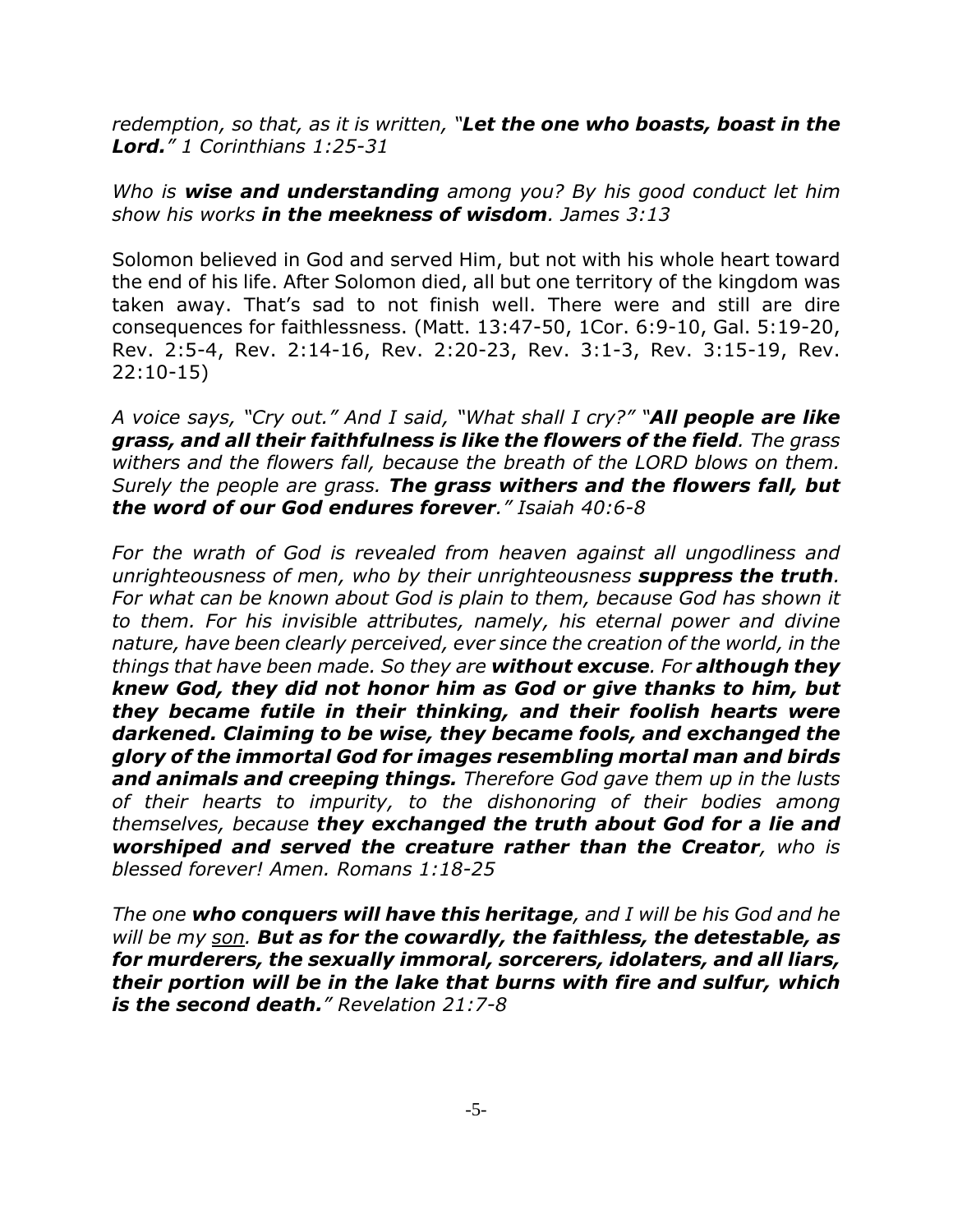*redemption, so that, as it is written, "**Let the one who boasts, boast in the Lord.**" 1 Corinthians 1:25-31*

*Who is **wise and understanding** among you? By his good conduct let him show his works **in the meekness of wisdom**. James 3:13*

Solomon believed in God and served Him, but not with his whole heart toward the end of his life. After Solomon died, all but one territory of the kingdom was taken away. That's sad to not finish well. There were and still are dire consequences for faithlessness. (Matt. 13:47-50, 1Cor. 6:9-10, Gal. 5:19-20, Rev. 2:5-4, Rev. 2:14-16, Rev. 2:20-23, Rev. 3:1-3, Rev. 3:15-19, Rev. 22:10-15)

*A voice says, "Cry out." And I said, "What shall I cry?" "**All people are like grass, and all their faithfulness is like the flowers of the field**. The grass withers and the flowers fall, because the breath of the LORD blows on them. Surely the people are grass. **The grass withers and the flowers fall, but the word of our God endures forever**." Isaiah 40:6-8*

*For the wrath of God is revealed from heaven against all ungodliness and unrighteousness of men, who by their unrighteousness **suppress the truth**. For what can be known about God is plain to them, because God has shown it to them. For his invisible attributes, namely, his eternal power and divine nature, have been clearly perceived, ever since the creation of the world, in the things that have been made. So they are **without excuse**. For **although they knew God, they did not honor him as God or give thanks to him, but they became futile in their thinking, and their foolish hearts were darkened. Claiming to be wise, they became fools, and exchanged the glory of the immortal God for images resembling mortal man and birds and animals and creeping things.** Therefore God gave them up in the lusts of their hearts to impurity, to the dishonoring of their bodies among themselves, because **they exchanged the truth about God for a lie and worshiped and served the creature rather than the Creator**, who is blessed forever! Amen. Romans 1:18-25*

*The one **who conquers will have this heritage**, and I will be his God and he will be my <u>son</u>. **But as for the cowardly, the faithless, the detestable, as for murderers, the sexually immoral, sorcerers, idolaters, and all liars, their portion will be in the lake that burns with fire and sulfur, which is the second death.**" Revelation 21:7-8*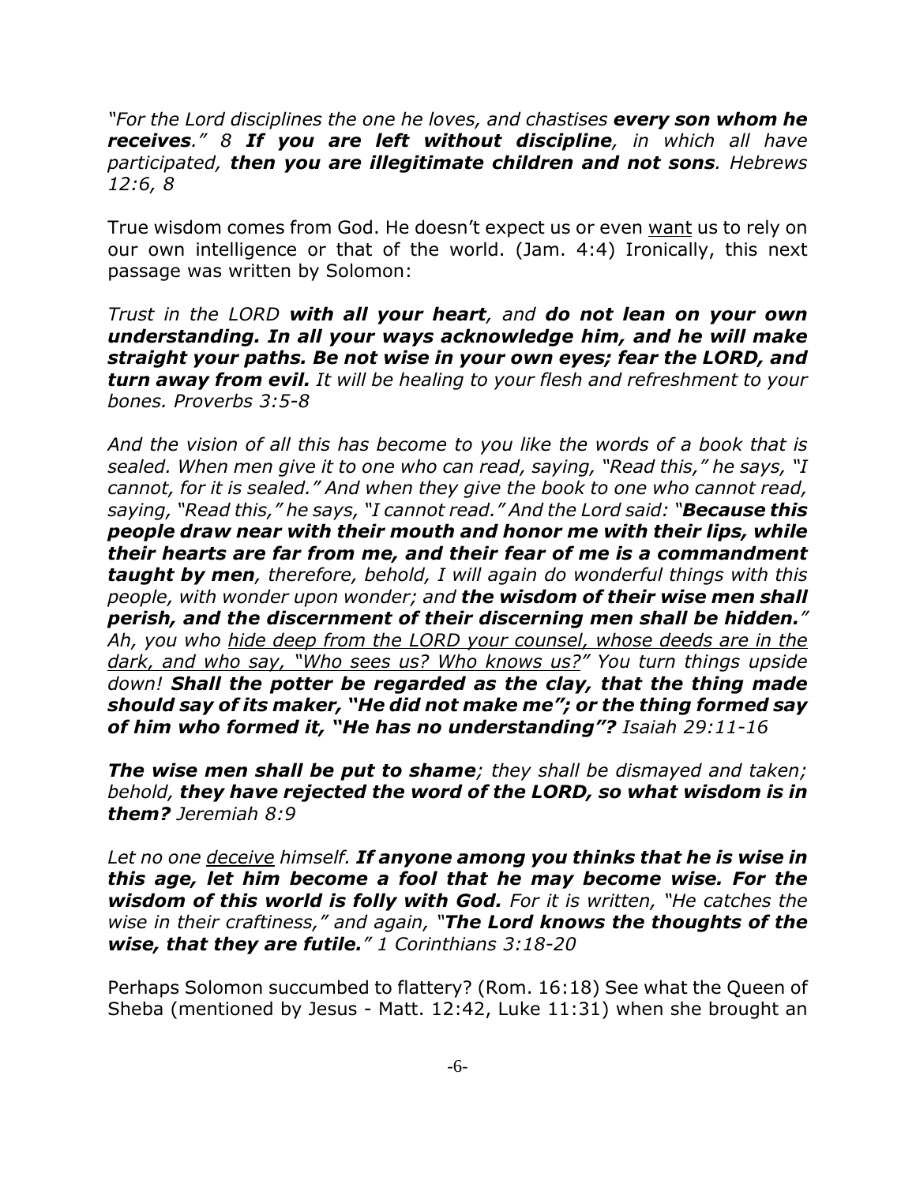*"For the Lord disciplines the one he loves, and chastises* ***every son whom he receives****." 8* ***If you are left without discipline****, in which all have participated,* ***then you are illegitimate children and not sons****. Hebrews 12:6, 8*

True wisdom comes from God. He doesn't expect us or even <u>want</u> us to rely on our own intelligence or that of the world. (Jam. 4:4) Ironically, this next passage was written by Solomon:

*Trust in the LORD* ***with all your heart****, and* ***do not lean on your own understanding. In all your ways acknowledge him, and he will make straight your paths. Be not wise in your own eyes; fear the LORD, and turn away from evil.*** *It will be healing to your flesh and refreshment to your bones. Proverbs 3:5-8*

*And the vision of all this has become to you like the words of a book that is sealed. When men give it to one who can read, saying, "Read this," he says, "I cannot, for it is sealed." And when they give the book to one who cannot read, saying, "Read this," he says, "I cannot read." And the Lord said: "****Because this people draw near with their mouth and honor me with their lips, while their hearts are far from me, and their fear of me is a commandment taught by men****, therefore, behold, I will again do wonderful things with this people, with wonder upon wonder; and* ***the wisdom of their wise men shall perish, and the discernment of their discerning men shall be hidden.****" Ah, you who <u>hide deep from the LORD your counsel, whose deeds are in the dark, and who say, "Who sees us? Who knows us?"</u> You turn things upside down!* ***Shall the potter be regarded as the clay, that the thing made should say of its maker, "He did not make me"; or the thing formed say of him who formed it, "He has no understanding"?*** *Isaiah 29:11-16*

***The wise men shall be put to shame****; they shall be dismayed and taken; behold,* ***they have rejected the word of the LORD, so what wisdom is in them?*** *Jeremiah 8:9*

*Let no one <u>deceive</u> himself.* ***If anyone among you thinks that he is wise in this age, let him become a fool that he may become wise. For the wisdom of this world is folly with God.*** *For it is written, "He catches the wise in their craftiness," and again, "****The Lord knows the thoughts of the wise, that they are futile.****" 1 Corinthians 3:18-20*

Perhaps Solomon succumbed to flattery? (Rom. 16:18) See what the Queen of Sheba (mentioned by Jesus - Matt. 12:42, Luke 11:31) when she brought an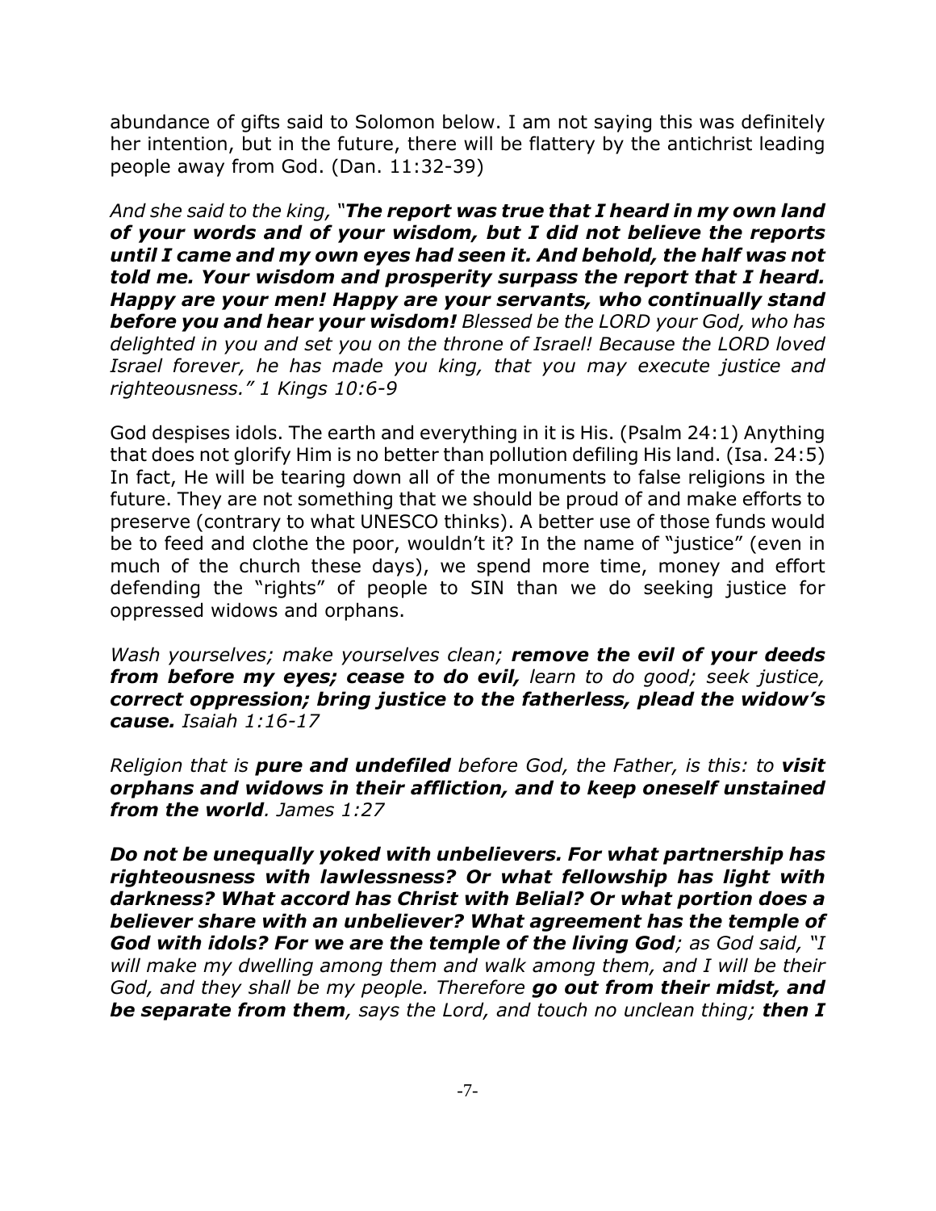abundance of gifts said to Solomon below. I am not saying this was definitely her intention, but in the future, there will be flattery by the antichrist leading people away from God. (Dan. 11:32-39)

*And she said to the king, "**The report was true that I heard in my own land of your words and of your wisdom, but I did not believe the reports until I came and my own eyes had seen it. And behold, the half was not told me. Your wisdom and prosperity surpass the report that I heard. Happy are your men! Happy are your servants, who continually stand before you and hear your wisdom!** Blessed be the LORD your God, who has delighted in you and set you on the throne of Israel! Because the LORD loved Israel forever, he has made you king, that you may execute justice and righteousness." 1 Kings 10:6-9*

God despises idols. The earth and everything in it is His. (Psalm 24:1) Anything that does not glorify Him is no better than pollution defiling His land. (Isa. 24:5) In fact, He will be tearing down all of the monuments to false religions in the future. They are not something that we should be proud of and make efforts to preserve (contrary to what UNESCO thinks). A better use of those funds would be to feed and clothe the poor, wouldn't it? In the name of "justice" (even in much of the church these days), we spend more time, money and effort defending the "rights" of people to SIN than we do seeking justice for oppressed widows and orphans.

*Wash yourselves; make yourselves clean; **remove the evil of your deeds from before my eyes; cease to do evil,** learn to do good; seek justice, **correct oppression; bring justice to the fatherless, plead the widow's cause.** Isaiah 1:16-17*

*Religion that is **pure and undefiled** before God, the Father, is this: to **visit orphans and widows in their affliction, and to keep oneself unstained from the world**. James 1:27*

***Do not be unequally yoked with unbelievers. For what partnership has righteousness with lawlessness? Or what fellowship has light with darkness? What accord has Christ with Belial? Or what portion does a believer share with an unbeliever? What agreement has the temple of God with idols? For we are the temple of the living God**; as God said, "I will make my dwelling among them and walk among them, and I will be their God, and they shall be my people. Therefore **go out from their midst, and be separate from them**, says the Lord, and touch no unclean thing; **then I***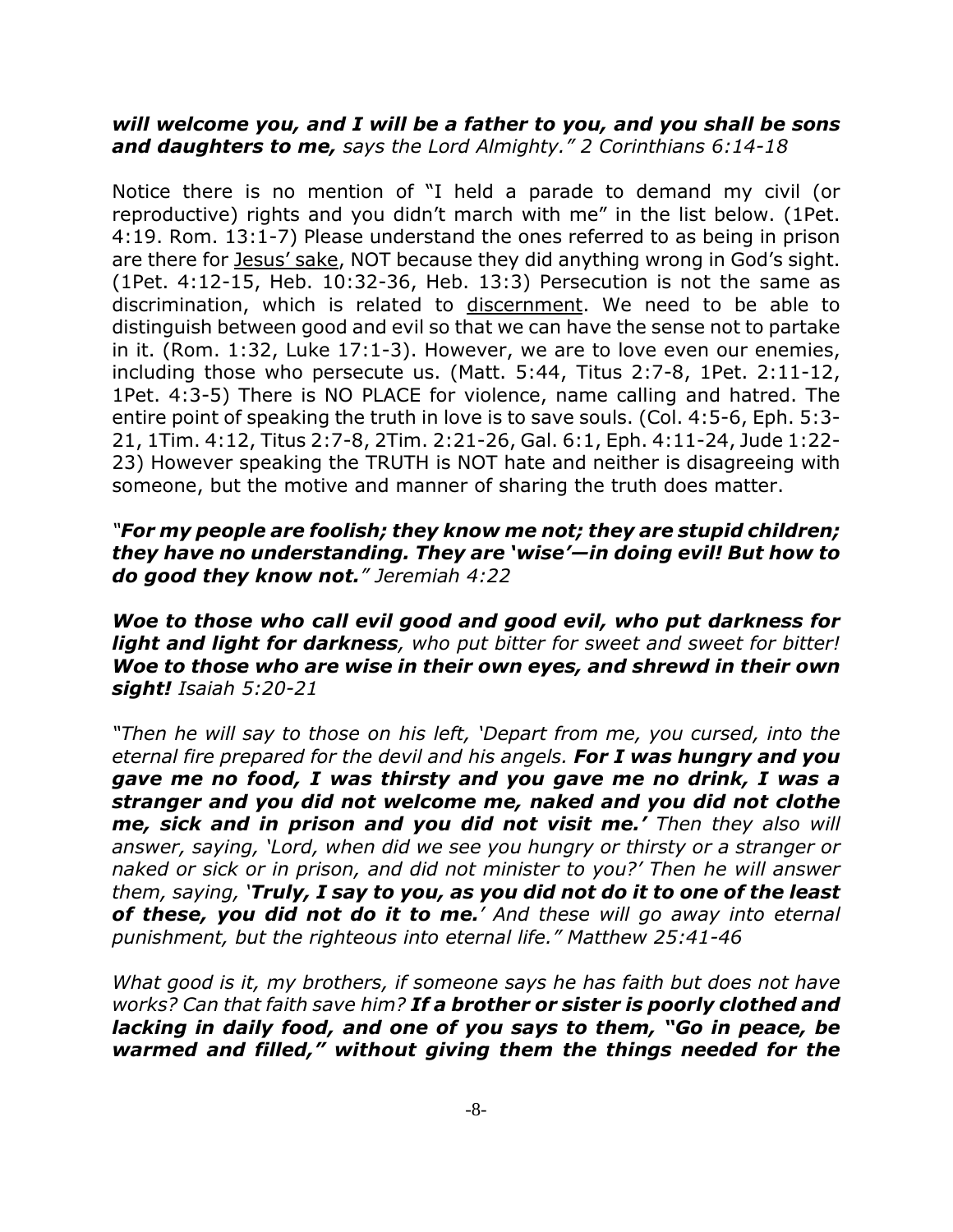***will welcome you, and I will be a father to you, and you shall be sons and daughters to me,*** *says the Lord Almighty." 2 Corinthians 6:14-18*

Notice there is no mention of "I held a parade to demand my civil (or reproductive) rights and you didn't march with me" in the list below. (1Pet. 4:19. Rom. 13:1-7) Please understand the ones referred to as being in prison are there for <u>Jesus' sake</u>, NOT because they did anything wrong in God's sight. (1Pet. 4:12-15, Heb. 10:32-36, Heb. 13:3) Persecution is not the same as discrimination, which is related to <u>discernment</u>. We need to be able to distinguish between good and evil so that we can have the sense not to partake in it. (Rom. 1:32, Luke 17:1-3). However, we are to love even our enemies, including those who persecute us. (Matt. 5:44, Titus 2:7-8, 1Pet. 2:11-12, 1Pet. 4:3-5) There is NO PLACE for violence, name calling and hatred. The entire point of speaking the truth in love is to save souls. (Col. 4:5-6, Eph. 5:3-21, 1Tim. 4:12, Titus 2:7-8, 2Tim. 2:21-26, Gal. 6:1, Eph. 4:11-24, Jude 1:22-23) However speaking the TRUTH is NOT hate and neither is disagreeing with someone, but the motive and manner of sharing the truth does matter.

*"**For my people are foolish; they know me not; they are stupid children; they have no understanding. They are 'wise'—in doing evil! But how to do good they know not.**" Jeremiah 4:22*

***Woe to those who call evil good and good evil, who put darkness for light and light for darkness****, who put bitter for sweet and sweet for bitter!* ***Woe to those who are wise in their own eyes, and shrewd in their own sight!*** *Isaiah 5:20-21*

*"Then he will say to those on his left, 'Depart from me, you cursed, into the eternal fire prepared for the devil and his angels.* ***For I was hungry and you gave me no food, I was thirsty and you gave me no drink, I was a stranger and you did not welcome me, naked and you did not clothe me, sick and in prison and you did not visit me.'*** *Then they also will answer, saying, 'Lord, when did we see you hungry or thirsty or a stranger or naked or sick or in prison, and did not minister to you?' Then he will answer them, saying, '****Truly, I say to you, as you did not do it to one of the least of these, you did not do it to me.****' And these will go away into eternal punishment, but the righteous into eternal life." Matthew 25:41-46*

*What good is it, my brothers, if someone says he has faith but does not have works? Can that faith save him?* ***If a brother or sister is poorly clothed and lacking in daily food, and one of you says to them, "Go in peace, be warmed and filled," without giving them the things needed for the***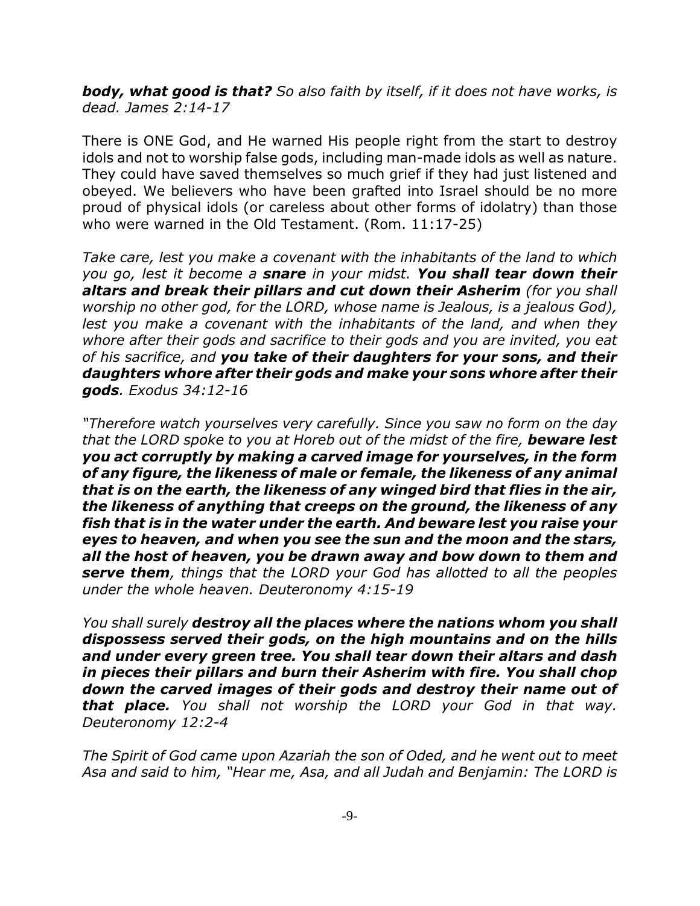***body, what good is that?*** *So also faith by itself, if it does not have works, is dead. James 2:14-17*

There is ONE God, and He warned His people right from the start to destroy idols and not to worship false gods, including man-made idols as well as nature. They could have saved themselves so much grief if they had just listened and obeyed. We believers who have been grafted into Israel should be no more proud of physical idols (or careless about other forms of idolatry) than those who were warned in the Old Testament. (Rom. 11:17-25)

*Take care, lest you make a covenant with the inhabitants of the land to which you go, lest it become a* ***snare*** *in your midst.* ***You shall tear down their altars and break their pillars and cut down their Asherim*** *(for you shall worship no other god, for the LORD, whose name is Jealous, is a jealous God), lest you make a covenant with the inhabitants of the land, and when they whore after their gods and sacrifice to their gods and you are invited, you eat of his sacrifice, and* ***you take of their daughters for your sons, and their daughters whore after their gods and make your sons whore after their gods****. Exodus 34:12-16*

*"Therefore watch yourselves very carefully. Since you saw no form on the day that the LORD spoke to you at Horeb out of the midst of the fire,* ***beware lest you act corruptly by making a carved image for yourselves, in the form of any figure, the likeness of male or female, the likeness of any animal that is on the earth, the likeness of any winged bird that flies in the air, the likeness of anything that creeps on the ground, the likeness of any fish that is in the water under the earth. And beware lest you raise your eyes to heaven, and when you see the sun and the moon and the stars, all the host of heaven, you be drawn away and bow down to them and serve them****, things that the LORD your God has allotted to all the peoples under the whole heaven. Deuteronomy 4:15-19*

*You shall surely* ***destroy all the places where the nations whom you shall dispossess served their gods, on the high mountains and on the hills and under every green tree. You shall tear down their altars and dash in pieces their pillars and burn their Asherim with fire. You shall chop down the carved images of their gods and destroy their name out of that place.*** *You shall not worship the LORD your God in that way. Deuteronomy 12:2-4*

*The Spirit of God came upon Azariah the son of Oded, and he went out to meet Asa and said to him, "Hear me, Asa, and all Judah and Benjamin: The LORD is*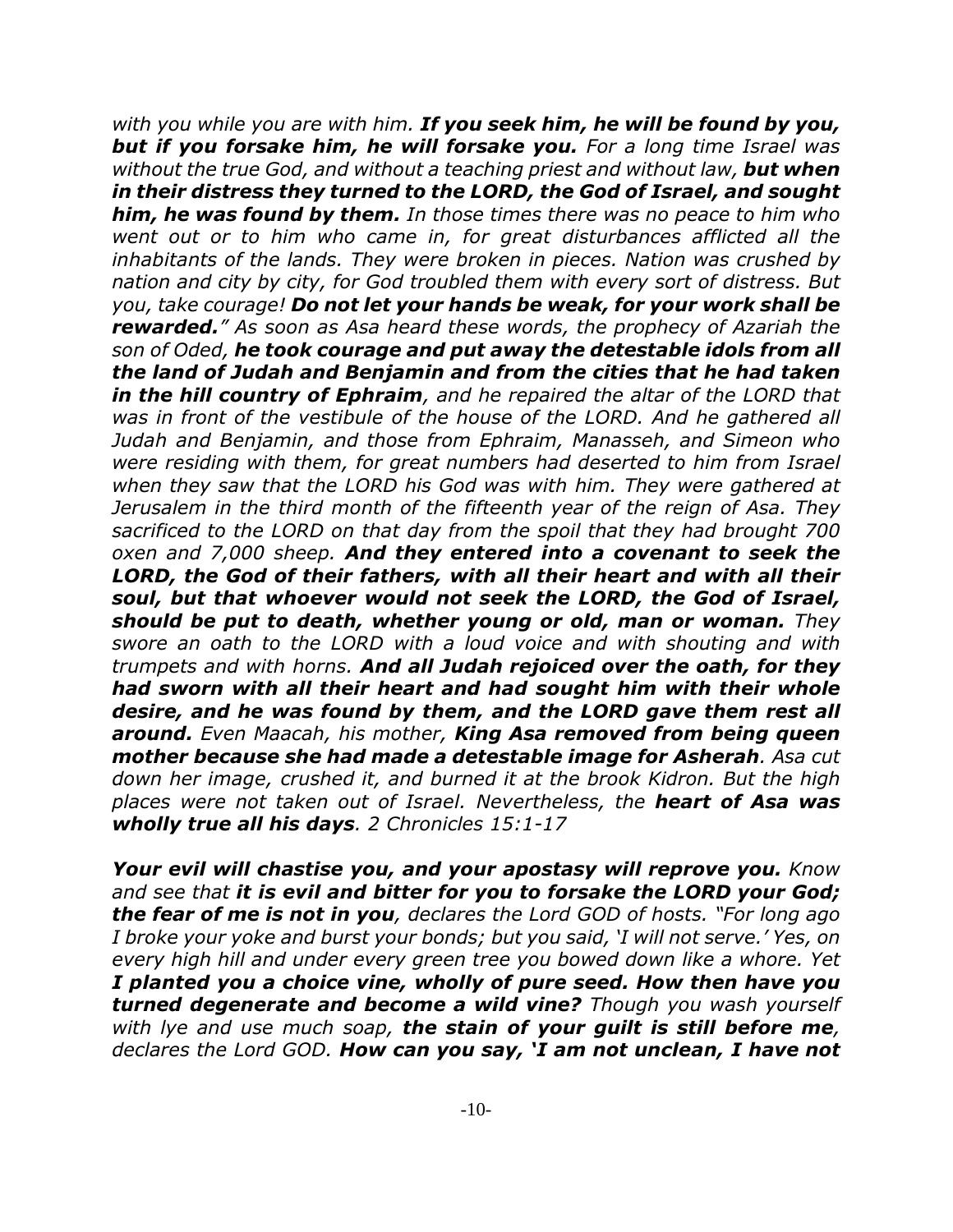*with you while you are with him.* ***If you seek him, he will be found by you, but if you forsake him, he will forsake you.*** *For a long time Israel was without the true God, and without a teaching priest and without law,* ***but when in their distress they turned to the LORD, the God of Israel, and sought him, he was found by them.*** *In those times there was no peace to him who went out or to him who came in, for great disturbances afflicted all the inhabitants of the lands. They were broken in pieces. Nation was crushed by nation and city by city, for God troubled them with every sort of distress. But you, take courage!* ***Do not let your hands be weak, for your work shall be rewarded.****" As soon as Asa heard these words, the prophecy of Azariah the son of Oded,* ***he took courage and put away the detestable idols from all the land of Judah and Benjamin and from the cities that he had taken in the hill country of Ephraim****, and he repaired the altar of the LORD that was in front of the vestibule of the house of the LORD. And he gathered all Judah and Benjamin, and those from Ephraim, Manasseh, and Simeon who were residing with them, for great numbers had deserted to him from Israel when they saw that the LORD his God was with him. They were gathered at Jerusalem in the third month of the fifteenth year of the reign of Asa. They sacrificed to the LORD on that day from the spoil that they had brought 700 oxen and 7,000 sheep.* ***And they entered into a covenant to seek the LORD, the God of their fathers, with all their heart and with all their soul, but that whoever would not seek the LORD, the God of Israel, should be put to death, whether young or old, man or woman.*** *They swore an oath to the LORD with a loud voice and with shouting and with trumpets and with horns.* ***And all Judah rejoiced over the oath, for they had sworn with all their heart and had sought him with their whole desire, and he was found by them, and the LORD gave them rest all around.*** *Even Maacah, his mother,* ***King Asa removed from being queen mother because she had made a detestable image for Asherah****. Asa cut down her image, crushed it, and burned it at the brook Kidron. But the high places were not taken out of Israel. Nevertheless, the* ***heart of Asa was wholly true all his days****. 2 Chronicles 15:1-17*

***Your evil will chastise you, and your apostasy will reprove you.*** *Know and see that* ***it is evil and bitter for you to forsake the LORD your God; the fear of me is not in you****, declares the Lord GOD of hosts. "For long ago I broke your yoke and burst your bonds; but you said, 'I will not serve.' Yes, on every high hill and under every green tree you bowed down like a whore. Yet* ***I planted you a choice vine, wholly of pure seed. How then have you turned degenerate and become a wild vine?*** *Though you wash yourself with lye and use much soap,* ***the stain of your guilt is still before me****, declares the Lord GOD.* ***How can you say, 'I am not unclean, I have not***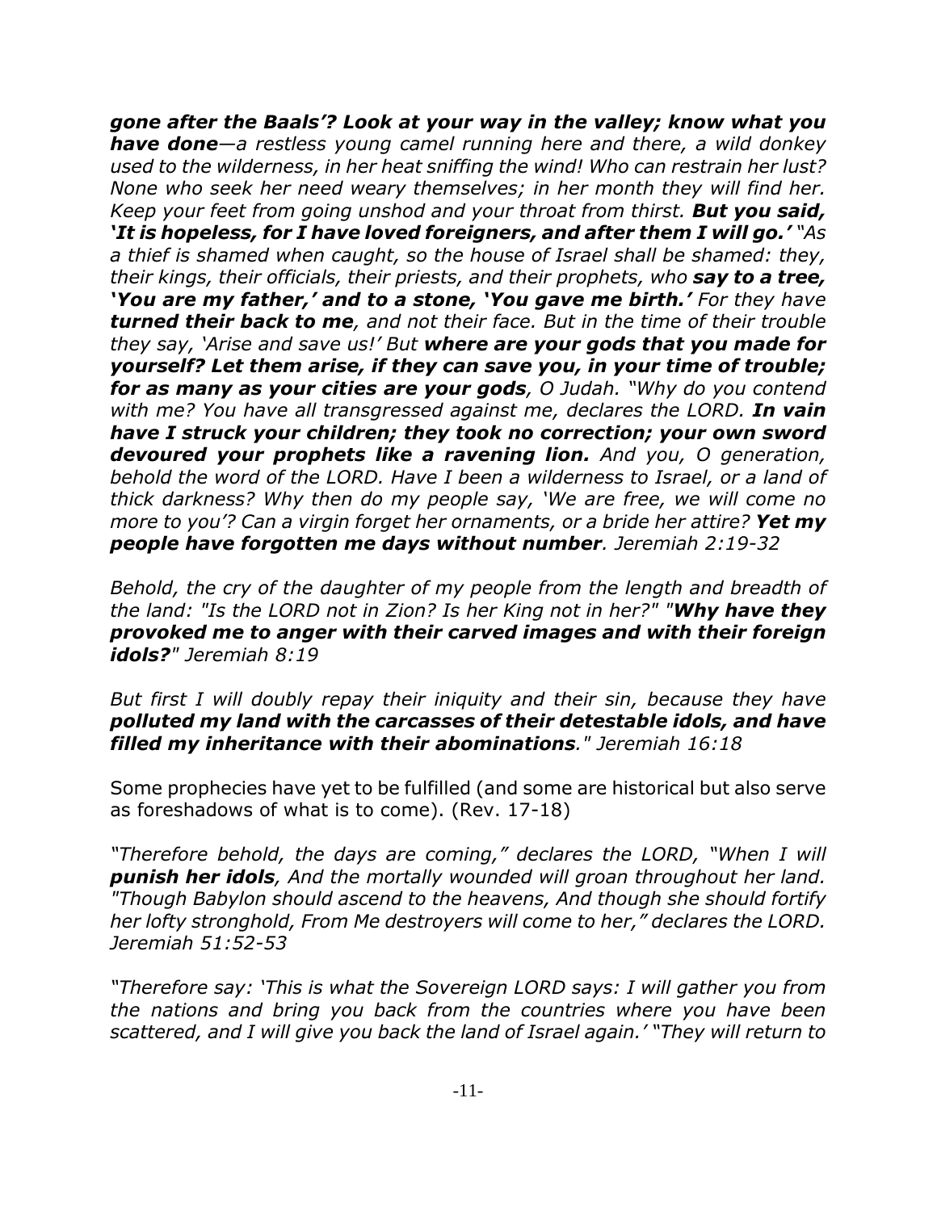***gone after the Baals'? Look at your way in the valley; know what you have done****—a restless young camel running here and there, a wild donkey used to the wilderness, in her heat sniffing the wind! Who can restrain her lust? None who seek her need weary themselves; in her month they will find her. Keep your feet from going unshod and your throat from thirst.* ***But you said, 'It is hopeless, for I have loved foreigners, and after them I will go.'*** *"As a thief is shamed when caught, so the house of Israel shall be shamed: they, their kings, their officials, their priests, and their prophets, who* ***say to a tree, 'You are my father,' and to a stone, 'You gave me birth.'*** *For they have* ***turned their back to me****, and not their face. But in the time of their trouble they say, 'Arise and save us!' But* ***where are your gods that you made for yourself? Let them arise, if they can save you, in your time of trouble; for as many as your cities are your gods****, O Judah. "Why do you contend with me? You have all transgressed against me, declares the LORD.* ***In vain have I struck your children; they took no correction; your own sword devoured your prophets like a ravening lion.*** *And you, O generation, behold the word of the LORD. Have I been a wilderness to Israel, or a land of thick darkness? Why then do my people say, 'We are free, we will come no more to you'? Can a virgin forget her ornaments, or a bride her attire?* ***Yet my people have forgotten me days without number****. Jeremiah 2:19-32*

*Behold, the cry of the daughter of my people from the length and breadth of the land: "Is the LORD not in Zion? Is her King not in her?"* ***"Why have they provoked me to anger with their carved images and with their foreign idols?"*** *Jeremiah 8:19*

*But first I will doubly repay their iniquity and their sin, because they have* ***polluted my land with the carcasses of their detestable idols, and have filled my inheritance with their abominations****." Jeremiah 16:18*

Some prophecies have yet to be fulfilled (and some are historical but also serve as foreshadows of what is to come). (Rev. 17-18)

*"Therefore behold, the days are coming," declares the LORD, "When I will* ***punish her idols****, And the mortally wounded will groan throughout her land. "Though Babylon should ascend to the heavens, And though she should fortify her lofty stronghold, From Me destroyers will come to her," declares the LORD. Jeremiah 51:52-53*

*"Therefore say: 'This is what the Sovereign LORD says: I will gather you from the nations and bring you back from the countries where you have been scattered, and I will give you back the land of Israel again.' "They will return to*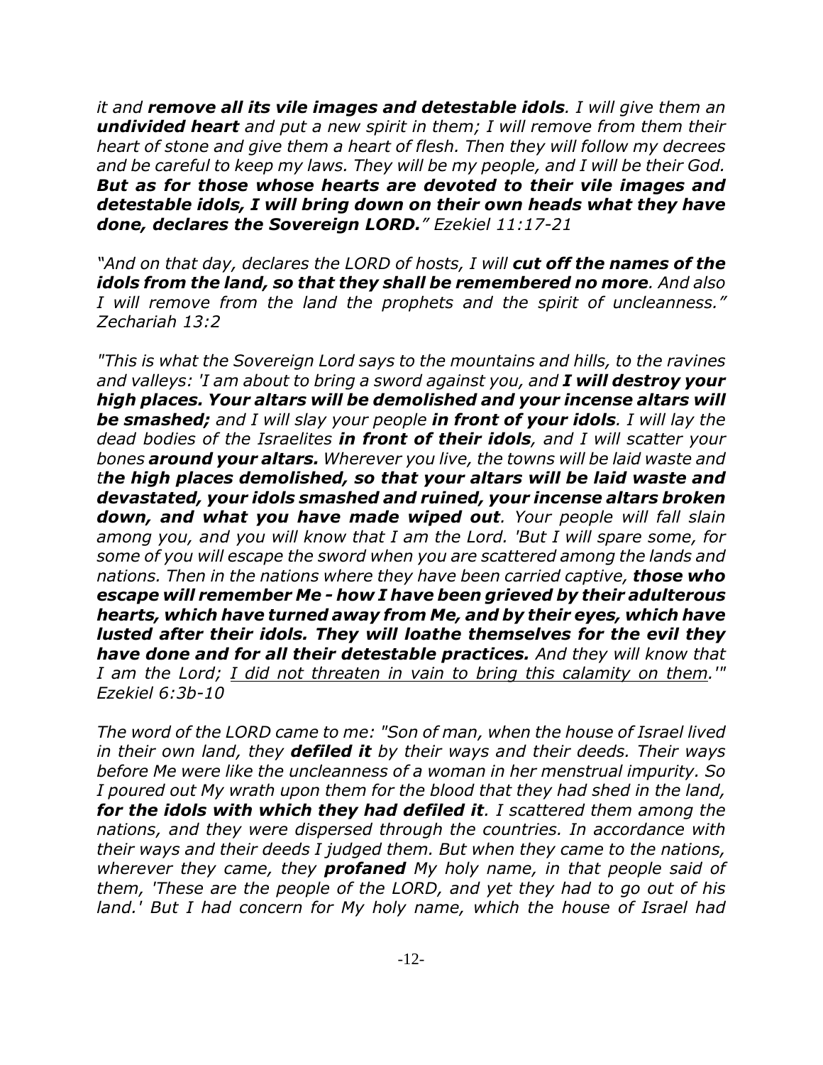*it and **remove all its vile images and detestable idols**. I will give them an **undivided heart** and put a new spirit in them; I will remove from them their heart of stone and give them a heart of flesh. Then they will follow my decrees and be careful to keep my laws. They will be my people, and I will be their God. **But as for those whose hearts are devoted to their vile images and detestable idols, I will bring down on their own heads what they have done, declares the Sovereign LORD.**" Ezekiel 11:17-21*

*"And on that day, declares the LORD of hosts, I will **cut off the names of the idols from the land, so that they shall be remembered no more**. And also I will remove from the land the prophets and the spirit of uncleanness." Zechariah 13:2*

*"This is what the Sovereign Lord says to the mountains and hills, to the ravines and valleys: 'I am about to bring a sword against you, and **I will destroy your high places. Your altars will be demolished and your incense altars will be smashed;** and I will slay your people **in front of your idols**. I will lay the dead bodies of the Israelites **in front of their idols**, and I will scatter your bones **around your altars.** Wherever you live, the towns will be laid waste and t**he high places demolished, so that your altars will be laid waste and devastated, your idols smashed and ruined, your incense altars broken down, and what you have made wiped out**. Your people will fall slain among you, and you will know that I am the Lord. 'But I will spare some, for some of you will escape the sword when you are scattered among the lands and nations. Then in the nations where they have been carried captive, **those who escape will remember Me - how I have been grieved by their adulterous hearts, which have turned away from Me, and by their eyes, which have lusted after their idols. They will loathe themselves for the evil they have done and for all their detestable practices.** And they will know that I am the Lord; <u>I did not threaten in vain to bring this calamity on them</u>.'" Ezekiel 6:3b-10*

*The word of the LORD came to me: "Son of man, when the house of Israel lived in their own land, they **defiled it** by their ways and their deeds. Their ways before Me were like the uncleanness of a woman in her menstrual impurity. So I poured out My wrath upon them for the blood that they had shed in the land, **for the idols with which they had defiled it**. I scattered them among the nations, and they were dispersed through the countries. In accordance with their ways and their deeds I judged them. But when they came to the nations, wherever they came, they **profaned** My holy name, in that people said of them, 'These are the people of the LORD, and yet they had to go out of his land.' But I had concern for My holy name, which the house of Israel had*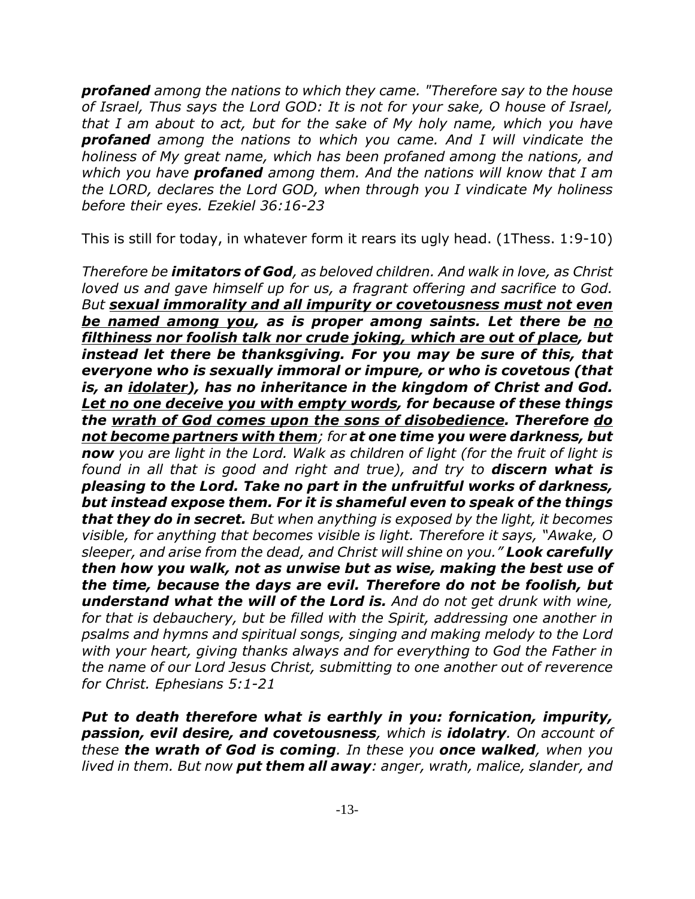***profaned*** *among the nations to which they came. "Therefore say to the house of Israel, Thus says the Lord GOD: It is not for your sake, O house of Israel, that I am about to act, but for the sake of My holy name, which you have* ***profaned*** *among the nations to which you came. And I will vindicate the holiness of My great name, which has been profaned among the nations, and which you have* ***profaned*** *among them. And the nations will know that I am the LORD, declares the Lord GOD, when through you I vindicate My holiness before their eyes. Ezekiel 36:16-23*

This is still for today, in whatever form it rears its ugly head. (1Thess. 1:9-10)

*Therefore be* ***imitators of God****, as beloved children. And walk in love, as Christ loved us and gave himself up for us, a fragrant offering and sacrifice to God. But* <u>***sexual immorality and all impurity or covetousness must not even be named among you***</u>***, as is proper among saints. Let there be*** <u>***no filthiness nor foolish talk nor crude joking, which are out of place***</u>***, but instead let there be thanksgiving. For you may be sure of this, that everyone who is sexually immoral or impure, or who is covetous (that is, an*** <u>***idolater***</u>***), has no inheritance in the kingdom of Christ and God.*** <u>***Let no one deceive you with empty words***</u>***, for because of these things the*** <u>***wrath of God comes upon the sons of disobedience***</u>***. Therefore*** <u>***do not become partners with them***</u>*; for* ***at one time you were darkness, but now*** *you are light in the Lord. Walk as children of light (for the fruit of light is found in all that is good and right and true), and try to* ***discern what is pleasing to the Lord. Take no part in the unfruitful works of darkness, but instead expose them. For it is shameful even to speak of the things that they do in secret.*** *But when anything is exposed by the light, it becomes visible, for anything that becomes visible is light. Therefore it says, "Awake, O sleeper, and arise from the dead, and Christ will shine on you."* ***Look carefully then how you walk, not as unwise but as wise, making the best use of the time, because the days are evil. Therefore do not be foolish, but understand what the will of the Lord is.*** *And do not get drunk with wine, for that is debauchery, but be filled with the Spirit, addressing one another in psalms and hymns and spiritual songs, singing and making melody to the Lord with your heart, giving thanks always and for everything to God the Father in the name of our Lord Jesus Christ, submitting to one another out of reverence for Christ. Ephesians 5:1-21*

***Put to death therefore what is earthly in you: fornication, impurity, passion, evil desire, and covetousness****, which is* ***idolatry****. On account of these* ***the wrath of God is coming****. In these you* ***once walked****, when you lived in them. But now* ***put them all away****: anger, wrath, malice, slander, and*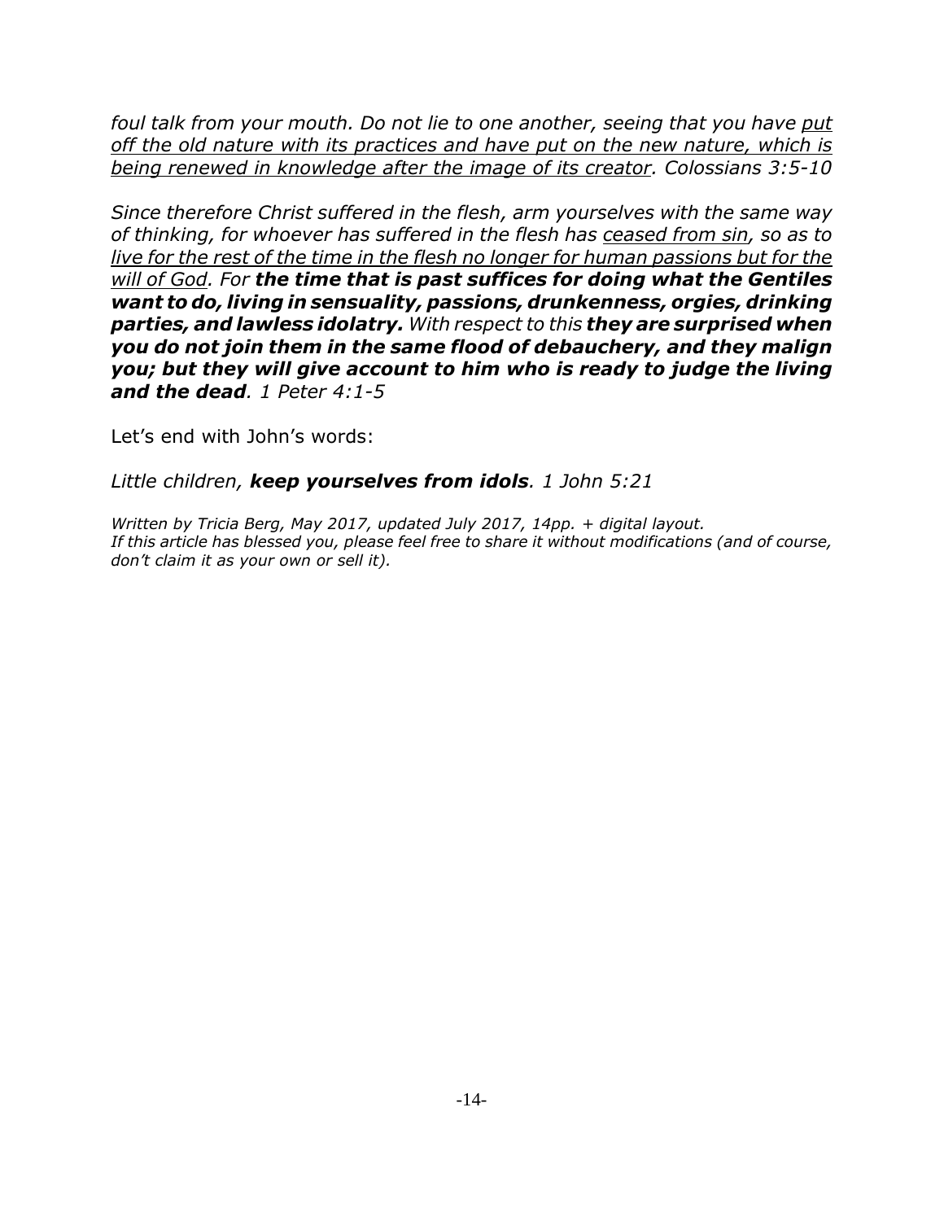*foul talk from your mouth. Do not lie to one another, seeing that you have <u>put off the old nature with its practices and have put on the new nature, which is being renewed in knowledge after the image of its creator</u>. Colossians 3:5-10*

*Since therefore Christ suffered in the flesh, arm yourselves with the same way of thinking, for whoever has suffered in the flesh has <u>ceased from sin</u>, so as to <u>live for the rest of the time in the flesh no longer for human passions but for the will of God</u>. For **the time that is past suffices for doing what the Gentiles want to do, living in sensuality, passions, drunkenness, orgies, drinking parties, and lawless idolatry.** With respect to this **they are surprised when you do not join them in the same flood of debauchery, and they malign you; but they will give account to him who is ready to judge the living and the dead**. 1 Peter 4:1-5*

Let's end with John's words:

*Little children, **keep yourselves from idols**. 1 John 5:21*

*Written by Tricia Berg, May 2017, updated July 2017, 14pp. + digital layout.*
*If this article has blessed you, please feel free to share it without modifications (and of course, don't claim it as your own or sell it).*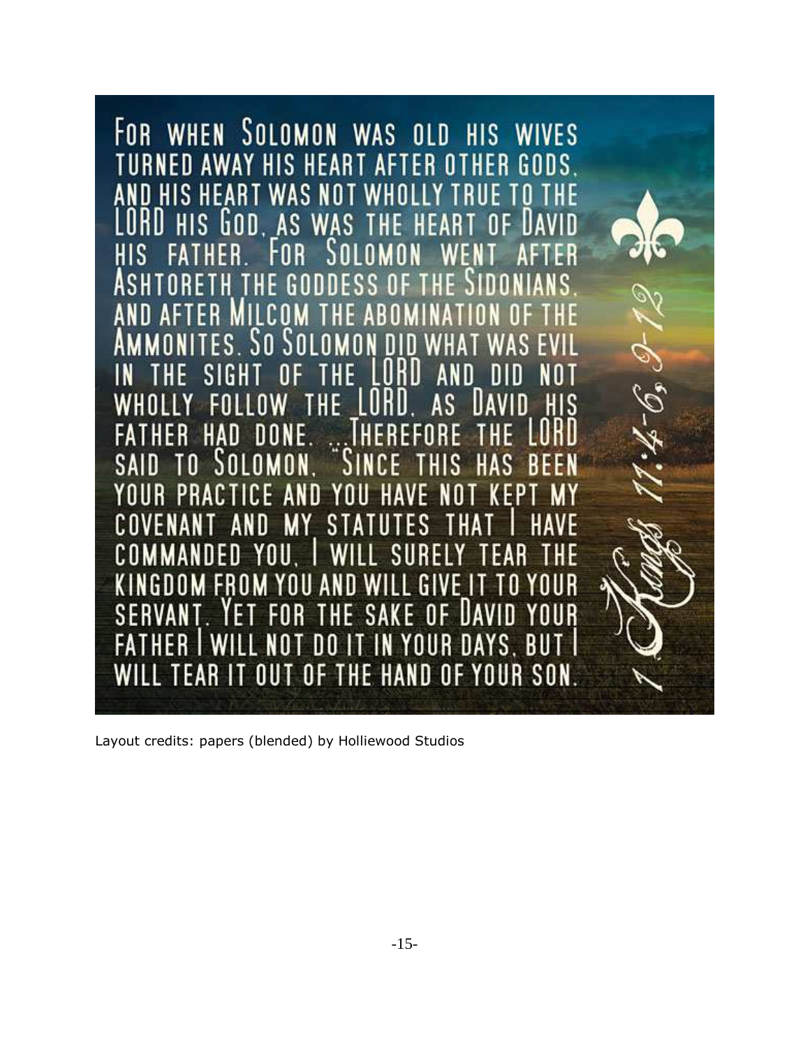FOR WHEN SOLOMON WAS OLD HIS WIVES TURNED AWAY HIS HEART AFTER OTHER GODS, AND HIS HEART WAS NOT WHOLLY TRUE TO THE LORD HIS GOD, AS WAS THE HEART OF DAVID HIS FATHER. FOR SOLOMON WENT AFTER ASHTORETH THE GODDESS OF THE SIDONIANS, AND AFTER MILCOM THE ABOMINATION OF THE AMMONITES. SO SOLOMON DID WHAT WAS EVIL IN THE SIGHT OF THE LORD AND DID NOT WHOLLY FOLLOW THE LORD, AS DAVID HIS FATHER HAD DONE. ...THEREFORE THE LORD SAID TO SOLOMON, "SINCE THIS HAS BEEN YOUR PRACTICE AND YOU HAVE NOT KEPT MY COVENANT AND MY STATUTES THAT I HAVE COMMANDED YOU, I WILL SURELY TEAR THE KINGDOM FROM YOU AND WILL GIVE IT TO YOUR SERVANT. YET FOR THE SAKE OF DAVID YOUR FATHER I WILL NOT DO IT IN YOUR DAYS, BUT I WILL TEAR IT OUT OF THE HAND OF YOUR SON.

1 Kings 11:4-6, 9-12

Layout credits: papers (blended) by Holliewood Studios